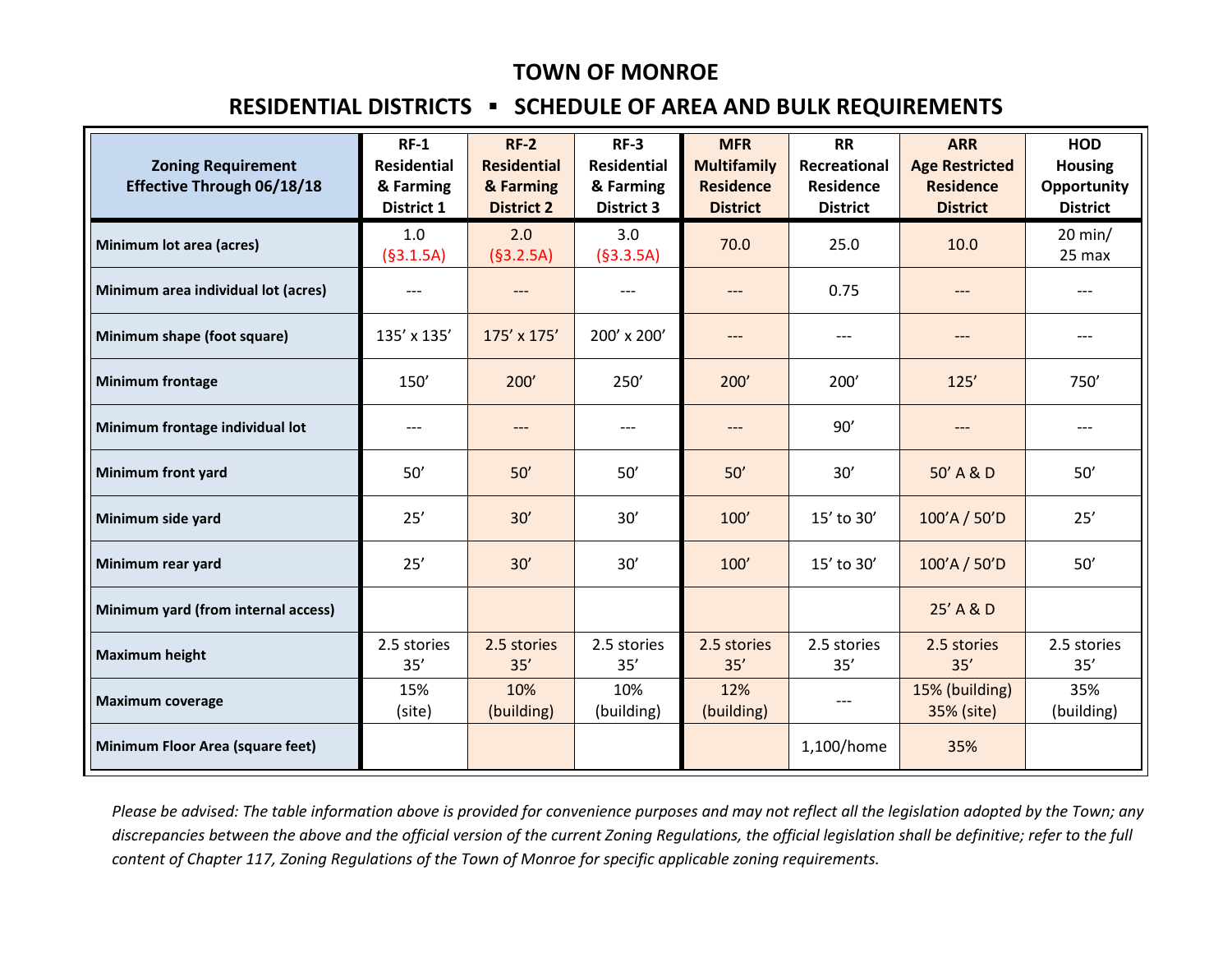# TOWN OF MONROE

## RESIDENTIAL DISTRICTS ▪ SCHEDULE OF AREA AND BULK REQUIREMENTS

| Zoning Requirement Effective Through 06/18/18 | RF-1 Residential & Farming District 1 | RF-2 Residential & Farming District 2 | RF-3 Residential & Farming District 3 | MFR Multifamily Residence District | RR Recreational Residence District | ARR Age Restricted Residence District | HOD Housing Opportunity District |
|---|---|---|---|---|---|---|---|
| **Minimum lot area (acres)** | 1.0 (§3.1.5A) | 2.0 (§3.2.5A) | 3.0 (§3.3.5A) | 70.0 | 25.0 | 10.0 | 20 min/ 25 max |
| **Minimum area individual lot (acres)** | --- | --- | --- | --- | 0.75 | --- | --- |
| **Minimum shape (foot square)** | 135' x 135' | 175' x 175' | 200' x 200' | --- | --- | --- | --- |
| **Minimum frontage** | 150' | 200' | 250' | 200' | 200' | 125' | 750' |
| **Minimum frontage individual lot** | --- | --- | --- | --- | 90' | --- | --- |
| **Minimum front yard** | 50' | 50' | 50' | 50' | 30' | 50' A & D | 50' |
| **Minimum side yard** | 25' | 30' | 30' | 100' | 15' to 30' | 100'A / 50'D | 25' |
| **Minimum rear yard** | 25' | 30' | 30' | 100' | 15' to 30' | 100'A / 50'D | 50' |
| **Minimum yard (from internal access)** | | | | | | 25' A & D | |
| **Maximum height** | 2.5 stories 35' | 2.5 stories 35' | 2.5 stories 35' | 2.5 stories 35' | 2.5 stories 35' | 2.5 stories 35' | 2.5 stories 35' |
| **Maximum coverage** | 15% (site) | 10% (building) | 10% (building) | 12% (building) | --- | 15% (building) 35% (site) | 35% (building) |
| **Minimum Floor Area (square feet)** | | | | | 1,100/home | 35% | |

*Please be advised: The table information above is provided for convenience purposes and may not reflect all the legislation adopted by the Town; any discrepancies between the above and the official version of the current Zoning Regulations, the official legislation shall be definitive; refer to the full content of Chapter 117, Zoning Regulations of the Town of Monroe for specific applicable zoning requirements.*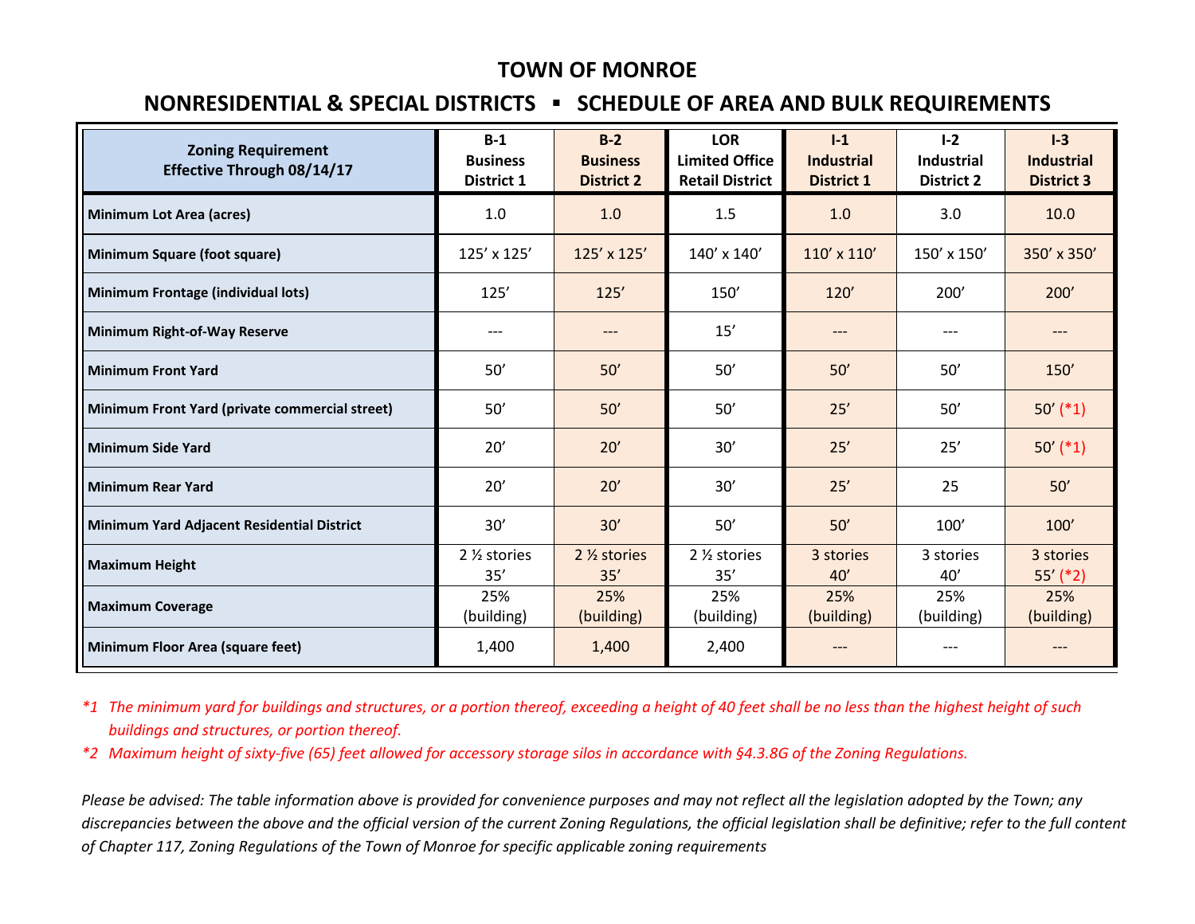# TOWN OF MONROE

## NONRESIDENTIAL & SPECIAL DISTRICTS ▪ SCHEDULE OF AREA AND BULK REQUIREMENTS

| Zoning Requirement Effective Through 08/14/17 | B-1 Business District 1 | B-2 Business District 2 | LOR Limited Office Retail District | I-1 Industrial District 1 | I-2 Industrial District 2 | I-3 Industrial District 3 |
|---|---|---|---|---|---|---|
| Minimum Lot Area (acres) | 1.0 | 1.0 | 1.5 | 1.0 | 3.0 | 10.0 |
| Minimum Square (foot square) | 125' x 125' | 125' x 125' | 140' x 140' | 110' x 110' | 150' x 150' | 350' x 350' |
| Minimum Frontage (individual lots) | 125' | 125' | 150' | 120' | 200' | 200' |
| Minimum Right-of-Way Reserve | --- | --- | 15' | --- | --- | --- |
| Minimum Front Yard | 50' | 50' | 50' | 50' | 50' | 150' |
| Minimum Front Yard (private commercial street) | 50' | 50' | 50' | 25' | 50' | 50' (*1) |
| Minimum Side Yard | 20' | 20' | 30' | 25' | 25' | 50' (*1) |
| Minimum Rear Yard | 20' | 20' | 30' | 25' | 25 | 50' |
| Minimum Yard Adjacent Residential District | 30' | 30' | 50' | 50' | 100' | 100' |
| Maximum Height | 2 ½ stories 35' | 2 ½ stories 35' | 2 ½ stories 35' | 3 stories 40' | 3 stories 40' | 3 stories 55' (*2) |
| Maximum Coverage | 25% (building) | 25% (building) | 25% (building) | 25% (building) | 25% (building) | 25% (building) |
| Minimum Floor Area (square feet) | 1,400 | 1,400 | 2,400 | --- | --- | --- |

*\*1 The minimum yard for buildings and structures, or a portion thereof, exceeding a height of 40 feet shall be no less than the highest height of such buildings and structures, or portion thereof.*

*\*2 Maximum height of sixty-five (65) feet allowed for accessory storage silos in accordance with §4.3.8G of the Zoning Regulations.*

*Please be advised: The table information above is provided for convenience purposes and may not reflect all the legislation adopted by the Town; any discrepancies between the above and the official version of the current Zoning Regulations, the official legislation shall be definitive; refer to the full content of Chapter 117, Zoning Regulations of the Town of Monroe for specific applicable zoning requirements*